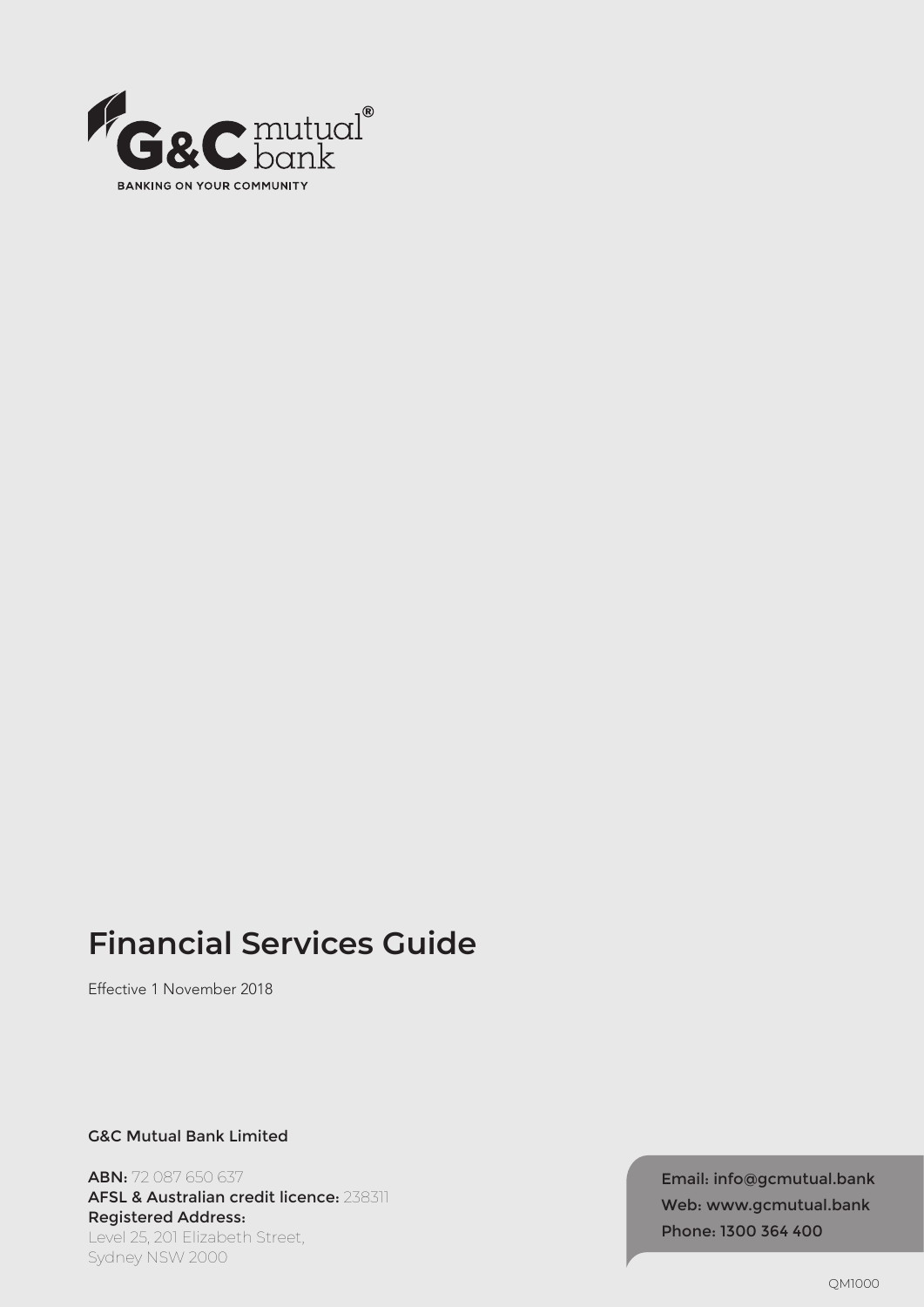G&C mutual bank

BANKING ON YOUR COMMUNITY

# Financial Services Guide

Effective 1 November 2018

**G&C Mutual Bank Limited**

**ABN:** 72 087 650 637
**AFSL & Australian credit licence:** 238311
**Registered Address:**
Level 25, 201 Elizabeth Street,
Sydney NSW 2000

Email: info@gcmutual.bank
Web: www.gcmutual.bank
Phone: 1300 364 400

QM1000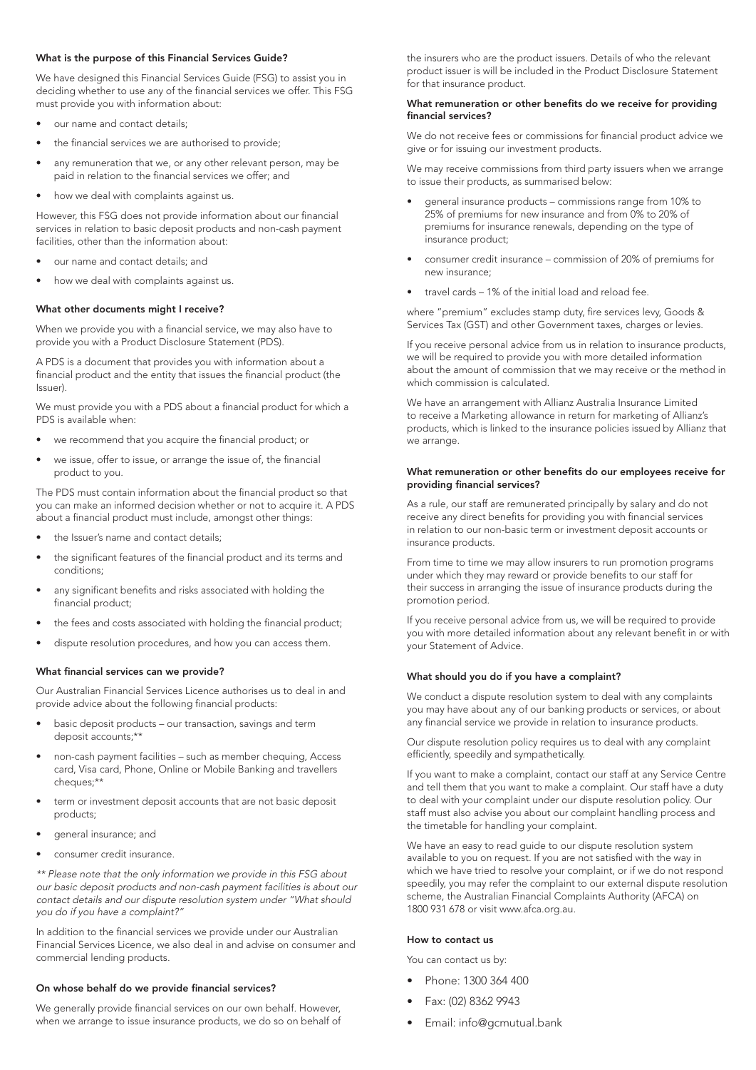### What is the purpose of this Financial Services Guide?

We have designed this Financial Services Guide (FSG) to assist you in deciding whether to use any of the financial services we offer. This FSG must provide you with information about:

- our name and contact details;
- the financial services we are authorised to provide;
- any remuneration that we, or any other relevant person, may be paid in relation to the financial services we offer; and
- how we deal with complaints against us.

However, this FSG does not provide information about our financial services in relation to basic deposit products and non-cash payment facilities, other than the information about:

- our name and contact details; and
- how we deal with complaints against us.

### What other documents might I receive?

When we provide you with a financial service, we may also have to provide you with a Product Disclosure Statement (PDS).

A PDS is a document that provides you with information about a financial product and the entity that issues the financial product (the Issuer).

We must provide you with a PDS about a financial product for which a PDS is available when:

- we recommend that you acquire the financial product; or
- we issue, offer to issue, or arrange the issue of, the financial product to you.

The PDS must contain information about the financial product so that you can make an informed decision whether or not to acquire it. A PDS about a financial product must include, amongst other things:

- the Issuer's name and contact details;
- the significant features of the financial product and its terms and conditions;
- any significant benefits and risks associated with holding the financial product;
- the fees and costs associated with holding the financial product;
- dispute resolution procedures, and how you can access them.

### What financial services can we provide?

Our Australian Financial Services Licence authorises us to deal in and provide advice about the following financial products:

- basic deposit products – our transaction, savings and term deposit accounts;**
- non-cash payment facilities – such as member chequing, Access card, Visa card, Phone, Online or Mobile Banking and travellers cheques;**
- term or investment deposit accounts that are not basic deposit products;
- general insurance; and
- consumer credit insurance.

*** Please note that the only information we provide in this FSG about our basic deposit products and non-cash payment facilities is about our contact details and our dispute resolution system under "What should you do if you have a complaint?"*

In addition to the financial services we provide under our Australian Financial Services Licence, we also deal in and advise on consumer and commercial lending products.

### On whose behalf do we provide financial services?

We generally provide financial services on our own behalf. However, when we arrange to issue insurance products, we do so on behalf of the insurers who are the product issuers. Details of who the relevant product issuer is will be included in the Product Disclosure Statement for that insurance product.

### What remuneration or other benefits do we receive for providing financial services?

We do not receive fees or commissions for financial product advice we give or for issuing our investment products.

We may receive commissions from third party issuers when we arrange to issue their products, as summarised below:

- general insurance products – commissions range from 10% to 25% of premiums for new insurance and from 0% to 20% of premiums for insurance renewals, depending on the type of insurance product;
- consumer credit insurance – commission of 20% of premiums for new insurance;
- travel cards – 1% of the initial load and reload fee.

where "premium" excludes stamp duty, fire services levy, Goods & Services Tax (GST) and other Government taxes, charges or levies.

If you receive personal advice from us in relation to insurance products, we will be required to provide you with more detailed information about the amount of commission that we may receive or the method in which commission is calculated.

We have an arrangement with Allianz Australia Insurance Limited to receive a Marketing allowance in return for marketing of Allianz's products, which is linked to the insurance policies issued by Allianz that we arrange.

### What remuneration or other benefits do our employees receive for providing financial services?

As a rule, our staff are remunerated principally by salary and do not receive any direct benefits for providing you with financial services in relation to our non-basic term or investment deposit accounts or insurance products.

From time to time we may allow insurers to run promotion programs under which they may reward or provide benefits to our staff for their success in arranging the issue of insurance products during the promotion period.

If you receive personal advice from us, we will be required to provide you with more detailed information about any relevant benefit in or with your Statement of Advice.

### What should you do if you have a complaint?

We conduct a dispute resolution system to deal with any complaints you may have about any of our banking products or services, or about any financial service we provide in relation to insurance products.

Our dispute resolution policy requires us to deal with any complaint efficiently, speedily and sympathetically.

If you want to make a complaint, contact our staff at any Service Centre and tell them that you want to make a complaint. Our staff have a duty to deal with your complaint under our dispute resolution policy. Our staff must also advise you about our complaint handling process and the timetable for handling your complaint.

We have an easy to read guide to our dispute resolution system available to you on request. If you are not satisfied with the way in which we have tried to resolve your complaint, or if we do not respond speedily, you may refer the complaint to our external dispute resolution scheme, the Australian Financial Complaints Authority (AFCA) on 1800 931 678 or visit www.afca.org.au.

### How to contact us

You can contact us by:

- Phone: 1300 364 400
- Fax: (02) 8362 9943
- Email: info@gcmutual.bank